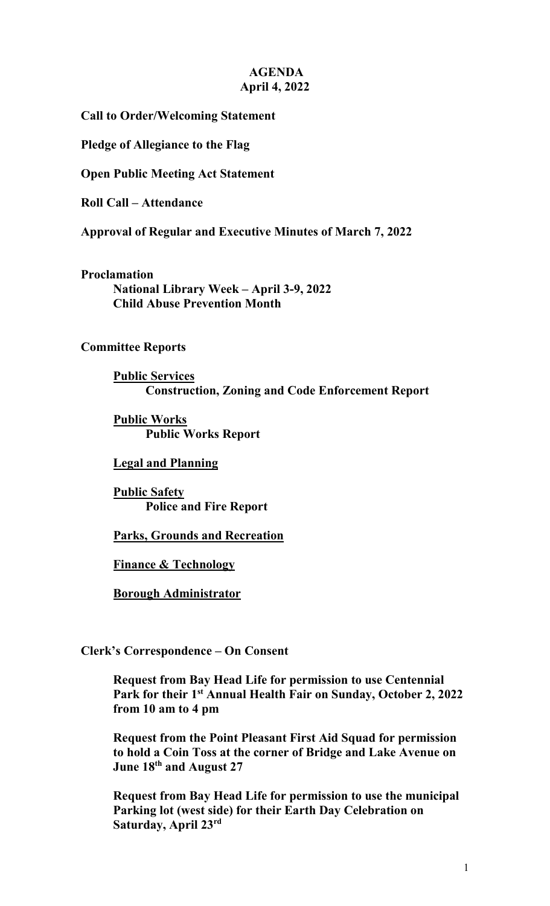# AGENDA
## April 4, 2022

**Call to Order/Welcoming Statement**

**Pledge of Allegiance to the Flag**

**Open Public Meeting Act Statement**

**Roll Call – Attendance**

**Approval of Regular and Executive Minutes of March 7, 2022**

**Proclamation**

> **National Library Week – April 3-9, 2022**
> **Child Abuse Prevention Month**

**Committee Reports**

> **<u>Public Services</u>**
> > **Construction, Zoning and Code Enforcement Report**
>
> **<u>Public Works</u>**
> > **Public Works Report**
>
> **<u>Legal and Planning</u>**
>
> **<u>Public Safety</u>**
> > **Police and Fire Report**
>
> **<u>Parks, Grounds and Recreation</u>**
>
> **<u>Finance & Technology</u>**
>
> **<u>Borough Administrator</u>**

**Clerk's Correspondence – On Consent**

> **Request from Bay Head Life for permission to use Centennial Park for their 1st Annual Health Fair on Sunday, October 2, 2022 from 10 am to 4 pm**
>
> **Request from the Point Pleasant First Aid Squad for permission to hold a Coin Toss at the corner of Bridge and Lake Avenue on June 18th and August 27**
>
> **Request from Bay Head Life for permission to use the municipal Parking lot (west side) for their Earth Day Celebration on Saturday, April 23rd**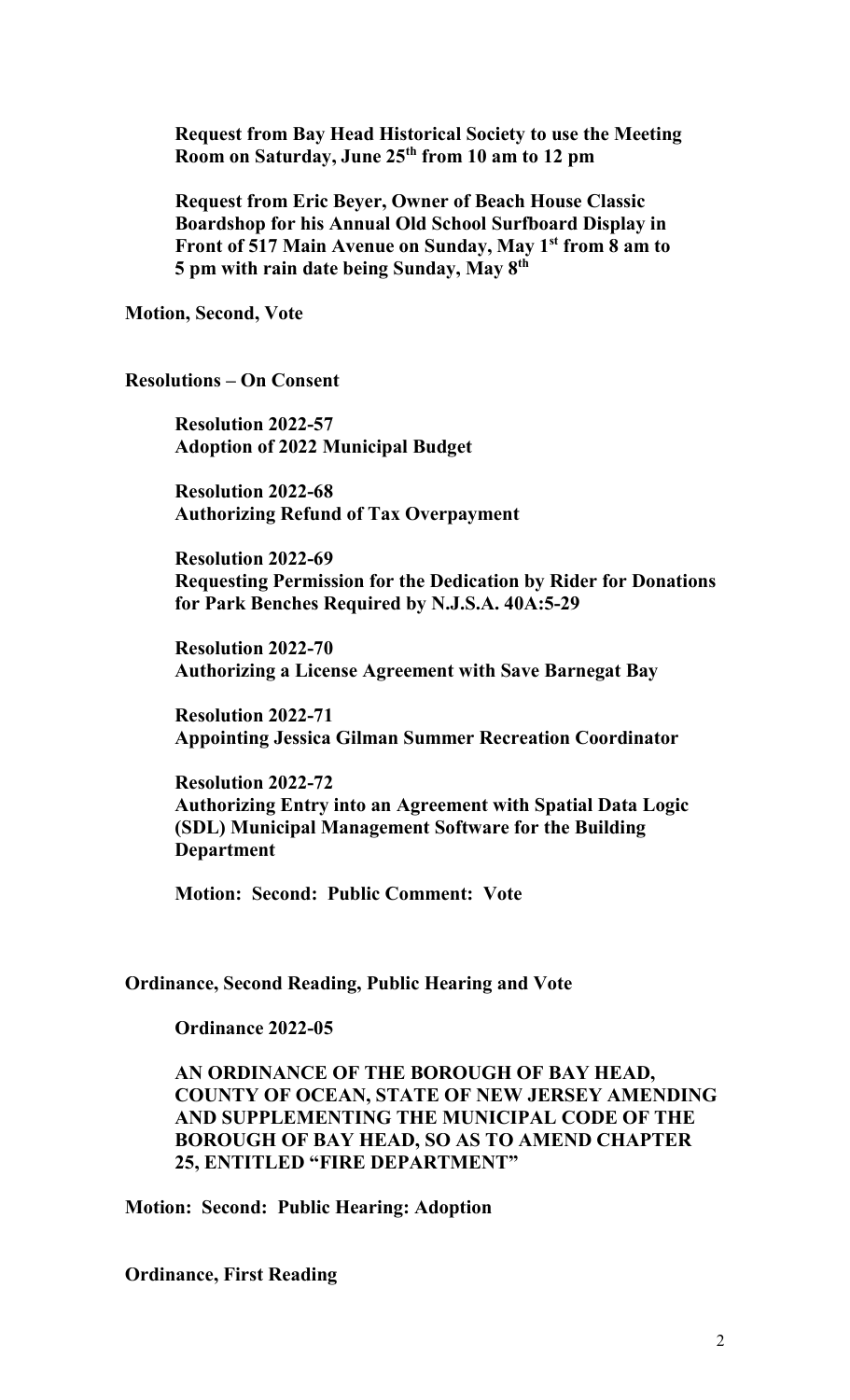**Request from Bay Head Historical Society to use the Meeting Room on Saturday, June 25th from 10 am to 12 pm**

**Request from Eric Beyer, Owner of Beach House Classic Boardshop for his Annual Old School Surfboard Display in Front of 517 Main Avenue on Sunday, May 1st from 8 am to 5 pm with rain date being Sunday, May 8th**

**Motion, Second, Vote**

**Resolutions – On Consent**

**Resolution 2022-57**
**Adoption of 2022 Municipal Budget**

**Resolution 2022-68**
**Authorizing Refund of Tax Overpayment**

**Resolution 2022-69**
**Requesting Permission for the Dedication by Rider for Donations for Park Benches Required by N.J.S.A. 40A:5-29**

**Resolution 2022-70**
**Authorizing a License Agreement with Save Barnegat Bay**

**Resolution 2022-71**
**Appointing Jessica Gilman Summer Recreation Coordinator**

**Resolution 2022-72**
**Authorizing Entry into an Agreement with Spatial Data Logic (SDL) Municipal Management Software for the Building Department**

**Motion: Second: Public Comment: Vote**

**Ordinance, Second Reading, Public Hearing and Vote**

**Ordinance 2022-05**

**AN ORDINANCE OF THE BOROUGH OF BAY HEAD, COUNTY OF OCEAN, STATE OF NEW JERSEY AMENDING AND SUPPLEMENTING THE MUNICIPAL CODE OF THE BOROUGH OF BAY HEAD, SO AS TO AMEND CHAPTER 25, ENTITLED "FIRE DEPARTMENT"**

**Motion: Second: Public Hearing: Adoption**

**Ordinance, First Reading**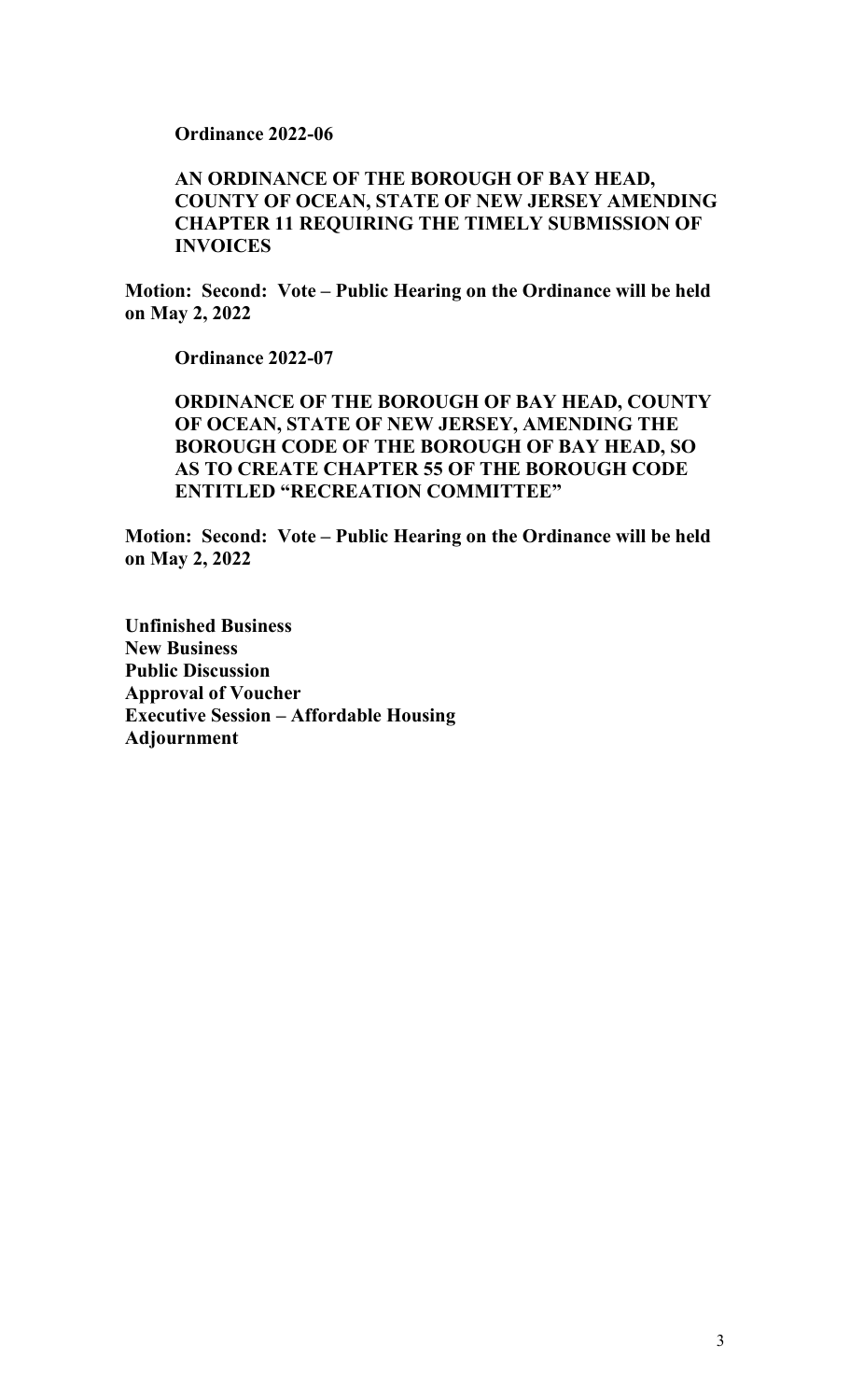**Ordinance 2022-06**

**AN ORDINANCE OF THE BOROUGH OF BAY HEAD, COUNTY OF OCEAN, STATE OF NEW JERSEY AMENDING CHAPTER 11 REQUIRING THE TIMELY SUBMISSION OF INVOICES**

**Motion: Second: Vote – Public Hearing on the Ordinance will be held on May 2, 2022**

**Ordinance 2022-07**

**ORDINANCE OF THE BOROUGH OF BAY HEAD, COUNTY OF OCEAN, STATE OF NEW JERSEY, AMENDING THE BOROUGH CODE OF THE BOROUGH OF BAY HEAD, SO AS TO CREATE CHAPTER 55 OF THE BOROUGH CODE ENTITLED "RECREATION COMMITTEE"**

**Motion: Second: Vote – Public Hearing on the Ordinance will be held on May 2, 2022**

**Unfinished Business**
**New Business**
**Public Discussion**
**Approval of Voucher**
**Executive Session – Affordable Housing**
**Adjournment**